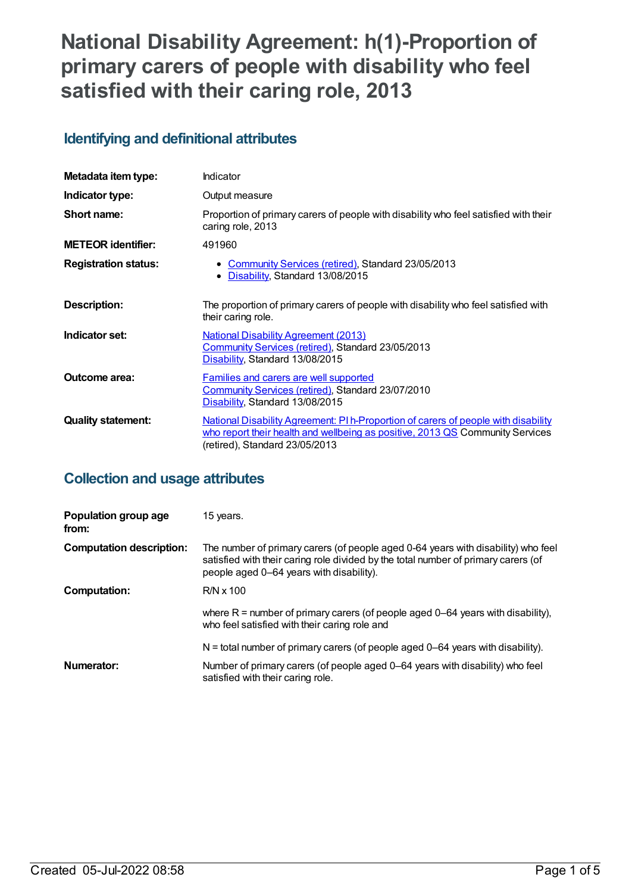# National Disability Agreement: h(1)-Proportion of primary carers of people with disability who feel satisfied with their caring role, 2013

## Identifying and definitional attributes

| | |
|---|---|
| **Metadata item type:** | Indicator |
| **Indicator type:** | Output measure |
| **Short name:** | Proportion of primary carers of people with disability who feel satisfied with their caring role, 2013 |
| **METEOR identifier:** | 491960 |
| **Registration status:** | • Community Services (retired), Standard 23/05/2013<br>• Disability, Standard 13/08/2015 |
| **Description:** | The proportion of primary carers of people with disability who feel satisfied with their caring role. |
| **Indicator set:** | National Disability Agreement (2013)<br>Community Services (retired), Standard 23/05/2013<br>Disability, Standard 13/08/2015 |
| **Outcome area:** | Families and carers are well supported<br>Community Services (retired), Standard 23/07/2010<br>Disability, Standard 13/08/2015 |
| **Quality statement:** | National Disability Agreement: PI h-Proportion of carers of people with disability who report their health and wellbeing as positive, 2013 QS Community Services (retired), Standard 23/05/2013 |

## Collection and usage attributes

| | |
|---|---|
| **Population group age from:** | 15 years. |
| **Computation description:** | The number of primary carers (of people aged 0-64 years with disability) who feel satisfied with their caring role divided by the total number of primary carers (of people aged 0–64 years with disability). |
| **Computation:** | R/N x 100<br><br>where R = number of primary carers (of people aged 0–64 years with disability), who feel satisfied with their caring role and<br><br>N = total number of primary carers (of people aged 0–64 years with disability). |
| **Numerator:** | Number of primary carers (of people aged 0–64 years with disability) who feel satisfied with their caring role. |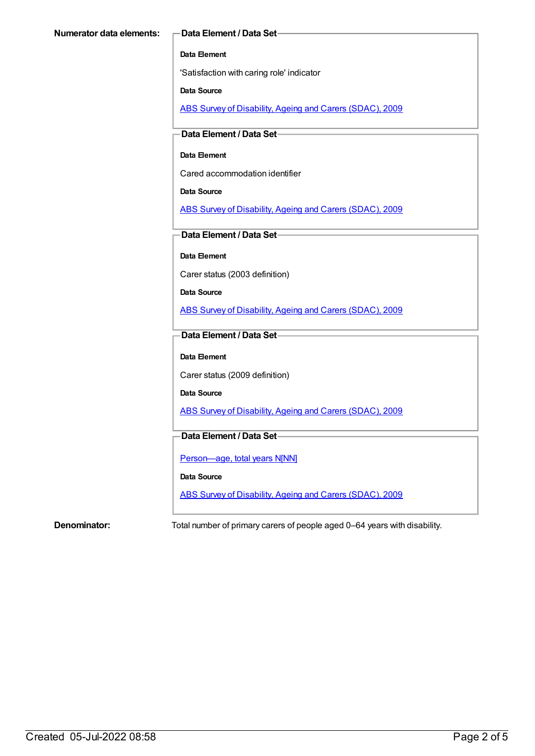**Numerator data elements:**

**Data Element / Data Set**

**Data Element**

'Satisfaction with caring role' indicator

**Data Source**

[ABS Survey of Disability, Ageing and Carers (SDAC), 2009]

**Data Element / Data Set**

**Data Element**

Cared accommodation identifier

**Data Source**

[ABS Survey of Disability, Ageing and Carers (SDAC), 2009]

**Data Element / Data Set**

**Data Element**

Carer status (2003 definition)

**Data Source**

[ABS Survey of Disability, Ageing and Carers (SDAC), 2009]

**Data Element / Data Set**

**Data Element**

Carer status (2009 definition)

**Data Source**

[ABS Survey of Disability, Ageing and Carers (SDAC), 2009]

**Data Element / Data Set**

[Person—age, total years N[NN]]

**Data Source**

[ABS Survey of Disability, Ageing and Carers (SDAC), 2009]

**Denominator:** Total number of primary carers of people aged 0–64 years with disability.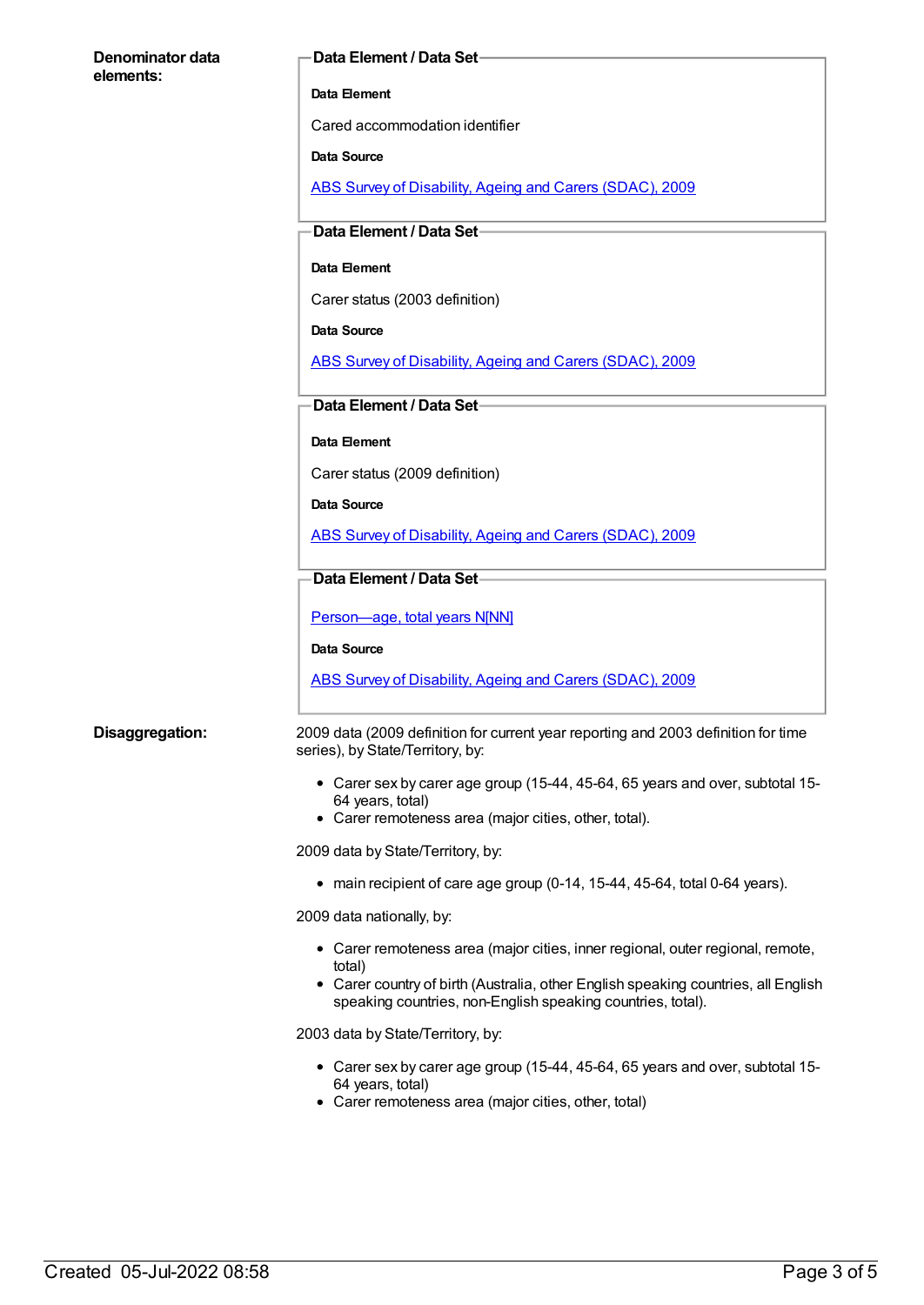**Denominator data elements:**

**Data Element / Data Set**

**Data Element**

Cared accommodation identifier

**Data Source**

ABS Survey of Disability, Ageing and Carers (SDAC), 2009

**Data Element / Data Set**

**Data Element**

Carer status (2003 definition)

**Data Source**

ABS Survey of Disability, Ageing and Carers (SDAC), 2009

**Data Element / Data Set**

**Data Element**

Carer status (2009 definition)

**Data Source**

ABS Survey of Disability, Ageing and Carers (SDAC), 2009

**Data Element / Data Set**

Person—age, total years N[NN]

**Data Source**

ABS Survey of Disability, Ageing and Carers (SDAC), 2009

**Disaggregation:**

2009 data (2009 definition for current year reporting and 2003 definition for time series), by State/Territory, by:

- Carer sex by carer age group (15-44, 45-64, 65 years and over, subtotal 15-64 years, total)
- Carer remoteness area (major cities, other, total).

2009 data by State/Territory, by:

- main recipient of care age group (0-14, 15-44, 45-64, total 0-64 years).

2009 data nationally, by:

- Carer remoteness area (major cities, inner regional, outer regional, remote, total)
- Carer country of birth (Australia, other English speaking countries, all English speaking countries, non-English speaking countries, total).

2003 data by State/Territory, by:

- Carer sex by carer age group (15-44, 45-64, 65 years and over, subtotal 15-64 years, total)
- Carer remoteness area (major cities, other, total)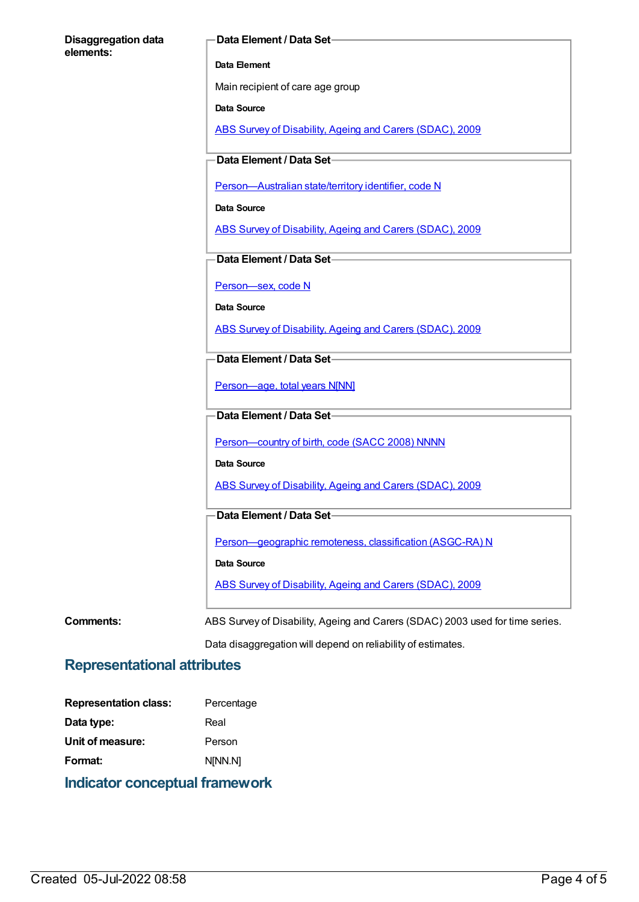**Disaggregation data elements:**

**Data Element / Data Set**

**Data Element**

Main recipient of care age group

**Data Source**

ABS Survey of Disability, Ageing and Carers (SDAC), 2009

**Data Element / Data Set**

Person—Australian state/territory identifier, code N

**Data Source**

ABS Survey of Disability, Ageing and Carers (SDAC), 2009

**Data Element / Data Set**

Person—sex, code N

**Data Source**

ABS Survey of Disability, Ageing and Carers (SDAC), 2009

**Data Element / Data Set**

Person—age, total years N[NN]

**Data Element / Data Set**

Person—country of birth, code (SACC 2008) NNNN

**Data Source**

ABS Survey of Disability, Ageing and Carers (SDAC), 2009

**Data Element / Data Set**

Person—geographic remoteness, classification (ASGC-RA) N

**Data Source**

ABS Survey of Disability, Ageing and Carers (SDAC), 2009

**Comments:** ABS Survey of Disability, Ageing and Carers (SDAC) 2003 used for time series.

Data disaggregation will depend on reliability of estimates.

## Representational attributes

**Representation class:** Percentage

**Data type:** Real

**Unit of measure:** Person

**Format:** N[NN.N]

## Indicator conceptual framework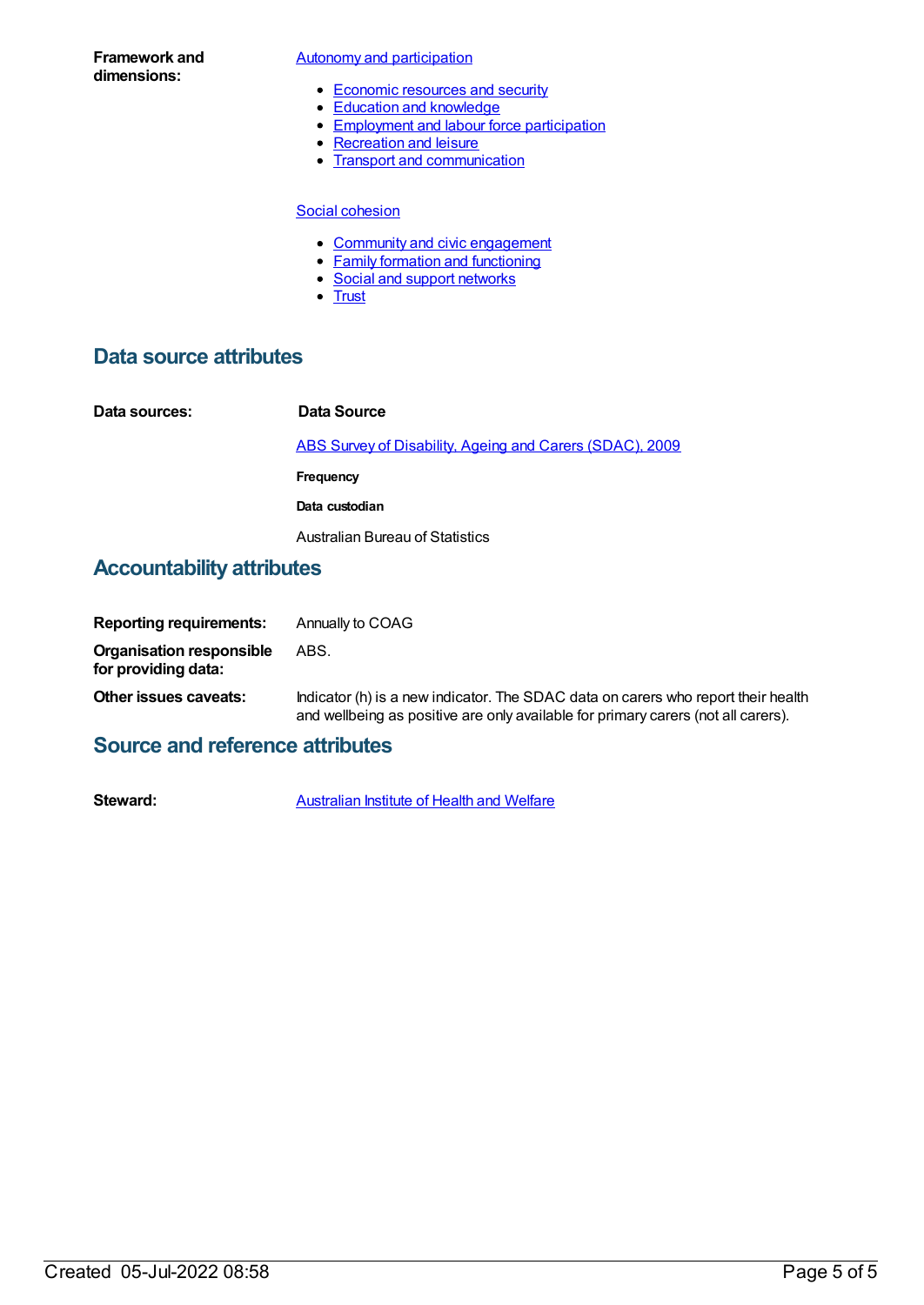**Framework and dimensions:**

[Autonomy and participation](#)

- [Economic resources and security](#)
- [Education and knowledge](#)
- [Employment and labour force participation](#)
- [Recreation and leisure](#)
- [Transport and communication](#)

[Social cohesion](#)

- [Community and civic engagement](#)
- [Family formation and functioning](#)
- [Social and support networks](#)
- [Trust](#)

## Data source attributes

**Data sources:**

**Data Source**

[ABS Survey of Disability, Ageing and Carers (SDAC), 2009](#)

**Frequency**

**Data custodian**

Australian Bureau of Statistics

## Accountability attributes

**Reporting requirements:** Annually to COAG

**Organisation responsible for providing data:** ABS.

**Other issues caveats:** Indicator (h) is a new indicator. The SDAC data on carers who report their health and wellbeing as positive are only available for primary carers (not all carers).

## Source and reference attributes

**Steward:** [Australian Institute of Health and Welfare](#)